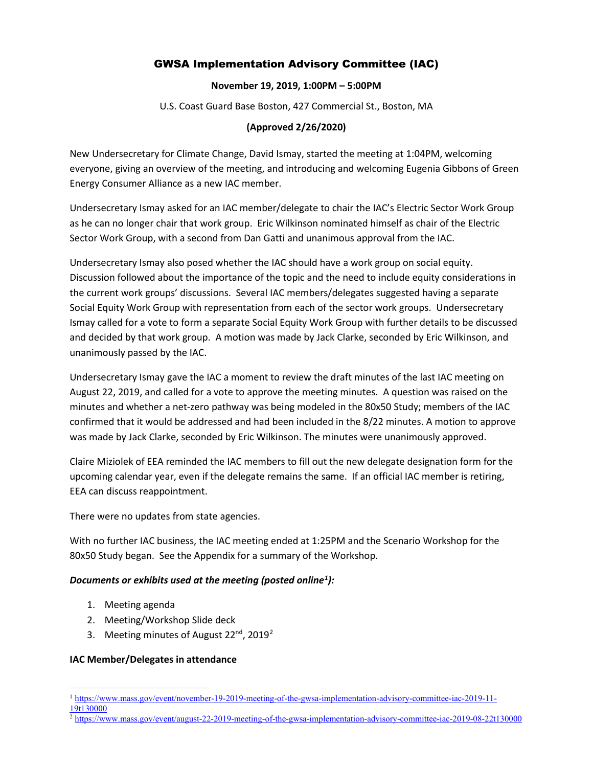# GWSA Implementation Advisory Committee (IAC)

**November 19, 2019, 1:00PM – 5:00PM**

U.S. Coast Guard Base Boston, 427 Commercial St., Boston, MA

**(Approved 2/26/2020)**

New Undersecretary for Climate Change, David Ismay, started the meeting at 1:04PM, welcoming everyone, giving an overview of the meeting, and introducing and welcoming Eugenia Gibbons of Green Energy Consumer Alliance as a new IAC member.

Undersecretary Ismay asked for an IAC member/delegate to chair the IAC's Electric Sector Work Group as he can no longer chair that work group. Eric Wilkinson nominated himself as chair of the Electric Sector Work Group, with a second from Dan Gatti and unanimous approval from the IAC.

Undersecretary Ismay also posed whether the IAC should have a work group on social equity. Discussion followed about the importance of the topic and the need to include equity considerations in the current work groups' discussions. Several IAC members/delegates suggested having a separate Social Equity Work Group with representation from each of the sector work groups. Undersecretary Ismay called for a vote to form a separate Social Equity Work Group with further details to be discussed and decided by that work group. A motion was made by Jack Clarke, seconded by Eric Wilkinson, and unanimously passed by the IAC.

Undersecretary Ismay gave the IAC a moment to review the draft minutes of the last IAC meeting on August 22, 2019, and called for a vote to approve the meeting minutes. A question was raised on the minutes and whether a net-zero pathway was being modeled in the 80x50 Study; members of the IAC confirmed that it would be addressed and had been included in the 8/22 minutes. A motion to approve was made by Jack Clarke, seconded by Eric Wilkinson. The minutes were unanimously approved.

Claire Miziolek of EEA reminded the IAC members to fill out the new delegate designation form for the upcoming calendar year, even if the delegate remains the same. If an official IAC member is retiring, EEA can discuss reappointment.

There were no updates from state agencies.

With no further IAC business, the IAC meeting ended at 1:25PM and the Scenario Workshop for the 80x50 Study began. See the Appendix for a summary of the Workshop.

***Documents or exhibits used at the meeting (posted online[1]):***

1. Meeting agenda
2. Meeting/Workshop Slide deck
3. Meeting minutes of August 22nd, 2019[2]

**IAC Member/Delegates in attendance**

[1] https://www.mass.gov/event/november-19-2019-meeting-of-the-gwsa-implementation-advisory-committee-iac-2019-11-19t130000

[2] https://www.mass.gov/event/august-22-2019-meeting-of-the-gwsa-implementation-advisory-committee-iac-2019-08-22t130000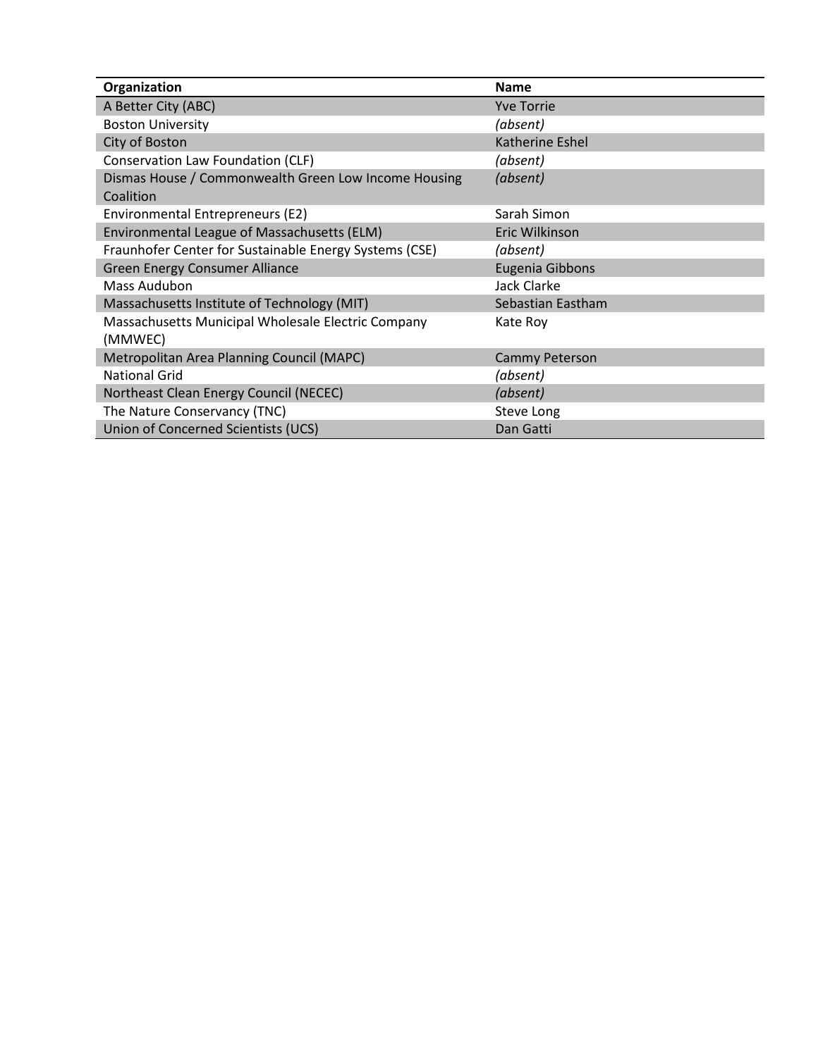| Organization | Name |
| --- | --- |
| A Better City (ABC) | Yve Torrie |
| Boston University | *(absent)* |
| City of Boston | Katherine Eshel |
| Conservation Law Foundation (CLF) | *(absent)* |
| Dismas House / Commonwealth Green Low Income Housing Coalition | *(absent)* |
| Environmental Entrepreneurs (E2) | Sarah Simon |
| Environmental League of Massachusetts (ELM) | Eric Wilkinson |
| Fraunhofer Center for Sustainable Energy Systems (CSE) | *(absent)* |
| Green Energy Consumer Alliance | Eugenia Gibbons |
| Mass Audubon | Jack Clarke |
| Massachusetts Institute of Technology (MIT) | Sebastian Eastham |
| Massachusetts Municipal Wholesale Electric Company (MMWEC) | Kate Roy |
| Metropolitan Area Planning Council (MAPC) | Cammy Peterson |
| National Grid | *(absent)* |
| Northeast Clean Energy Council (NECEC) | *(absent)* |
| The Nature Conservancy (TNC) | Steve Long |
| Union of Concerned Scientists (UCS) | Dan Gatti |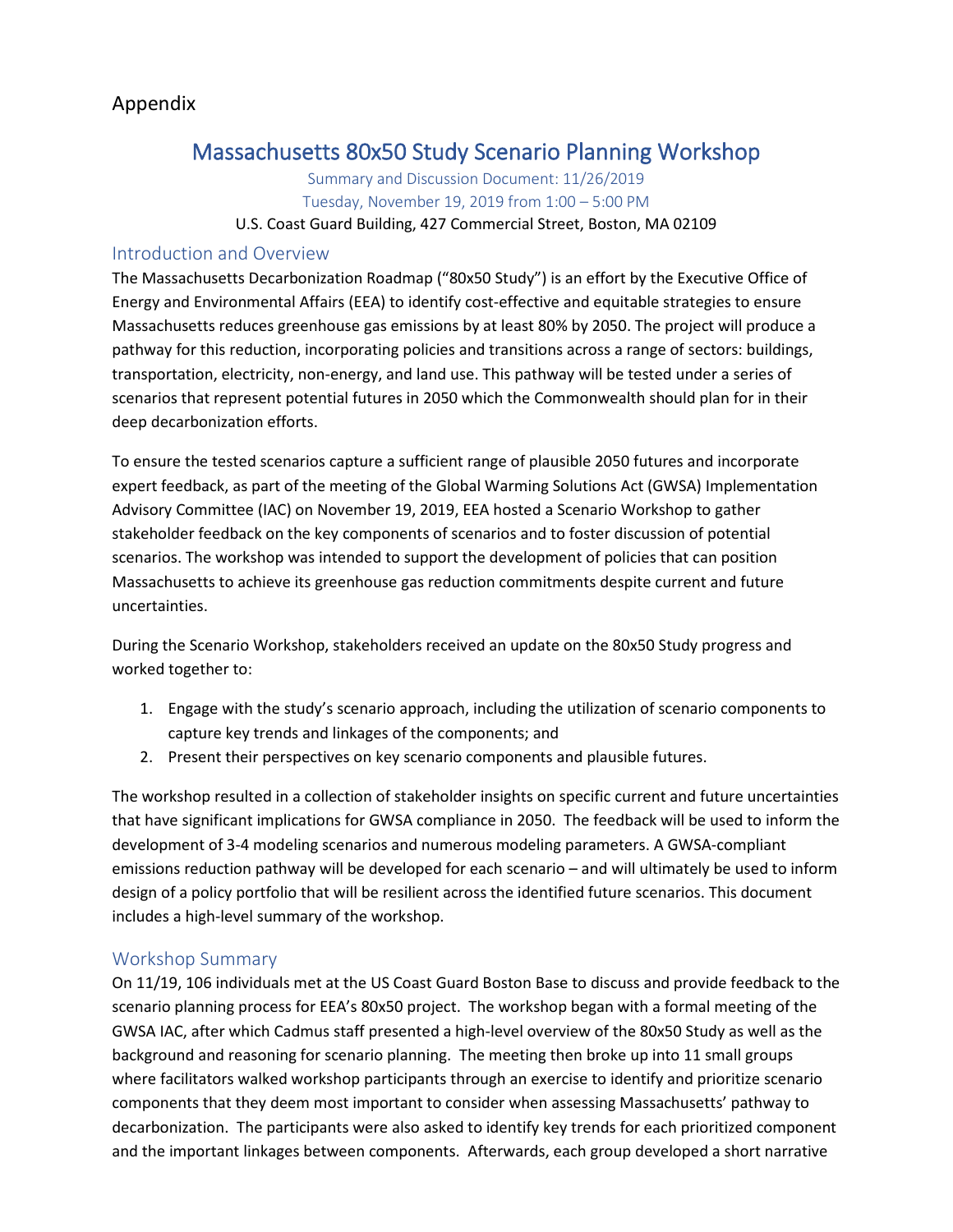# Appendix

## Massachusetts 80x50 Study Scenario Planning Workshop

Summary and Discussion Document: 11/26/2019

Tuesday, November 19, 2019 from 1:00 – 5:00 PM

U.S. Coast Guard Building, 427 Commercial Street, Boston, MA 02109

### Introduction and Overview

The Massachusetts Decarbonization Roadmap ("80x50 Study") is an effort by the Executive Office of Energy and Environmental Affairs (EEA) to identify cost-effective and equitable strategies to ensure Massachusetts reduces greenhouse gas emissions by at least 80% by 2050. The project will produce a pathway for this reduction, incorporating policies and transitions across a range of sectors: buildings, transportation, electricity, non-energy, and land use. This pathway will be tested under a series of scenarios that represent potential futures in 2050 which the Commonwealth should plan for in their deep decarbonization efforts.

To ensure the tested scenarios capture a sufficient range of plausible 2050 futures and incorporate expert feedback, as part of the meeting of the Global Warming Solutions Act (GWSA) Implementation Advisory Committee (IAC) on November 19, 2019, EEA hosted a Scenario Workshop to gather stakeholder feedback on the key components of scenarios and to foster discussion of potential scenarios. The workshop was intended to support the development of policies that can position Massachusetts to achieve its greenhouse gas reduction commitments despite current and future uncertainties.

During the Scenario Workshop, stakeholders received an update on the 80x50 Study progress and worked together to:

1. Engage with the study's scenario approach, including the utilization of scenario components to capture key trends and linkages of the components; and
2. Present their perspectives on key scenario components and plausible futures.

The workshop resulted in a collection of stakeholder insights on specific current and future uncertainties that have significant implications for GWSA compliance in 2050. The feedback will be used to inform the development of 3-4 modeling scenarios and numerous modeling parameters. A GWSA-compliant emissions reduction pathway will be developed for each scenario – and will ultimately be used to inform design of a policy portfolio that will be resilient across the identified future scenarios. This document includes a high-level summary of the workshop.

### Workshop Summary

On 11/19, 106 individuals met at the US Coast Guard Boston Base to discuss and provide feedback to the scenario planning process for EEA's 80x50 project. The workshop began with a formal meeting of the GWSA IAC, after which Cadmus staff presented a high-level overview of the 80x50 Study as well as the background and reasoning for scenario planning. The meeting then broke up into 11 small groups where facilitators walked workshop participants through an exercise to identify and prioritize scenario components that they deem most important to consider when assessing Massachusetts' pathway to decarbonization. The participants were also asked to identify key trends for each prioritized component and the important linkages between components. Afterwards, each group developed a short narrative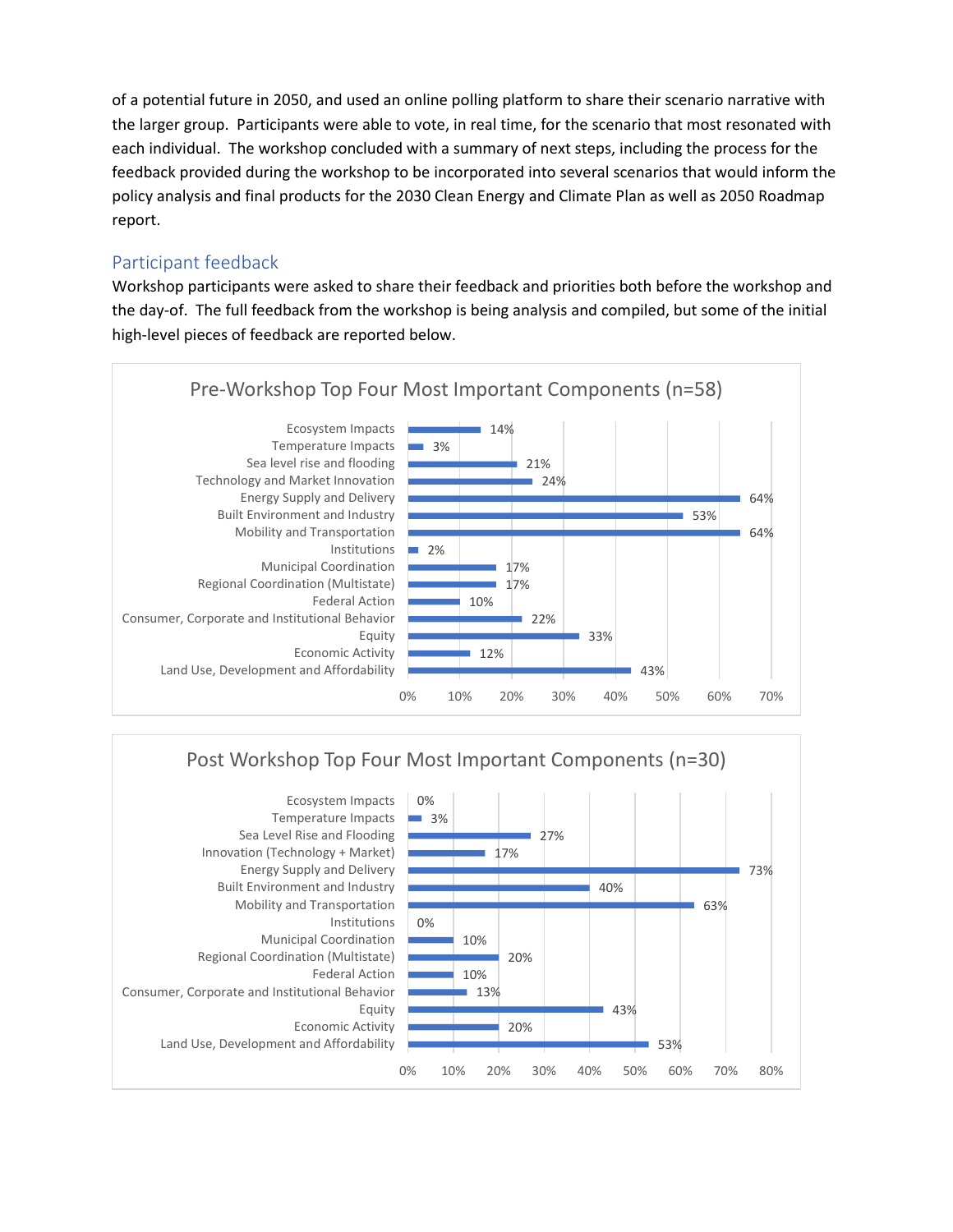of a potential future in 2050, and used an online polling platform to share their scenario narrative with the larger group. Participants were able to vote, in real time, for the scenario that most resonated with each individual. The workshop concluded with a summary of next steps, including the process for the feedback provided during the workshop to be incorporated into several scenarios that would inform the policy analysis and final products for the 2030 Clean Energy and Climate Plan as well as 2050 Roadmap report.

## Participant feedback

Workshop participants were asked to share their feedback and priorities both before the workshop and the day-of. The full feedback from the workshop is being analysis and compiled, but some of the initial high-level pieces of feedback are reported below.

**Pre-Workshop Top Four Most Important Components (n=58)**

| Component | Percent |
| --- | --- |
| Ecosystem Impacts | 14% |
| Temperature Impacts | 3% |
| Sea level rise and flooding | 21% |
| Technology and Market Innovation | 24% |
| Energy Supply and Delivery | 64% |
| Built Environment and Industry | 53% |
| Mobility and Transportation | 64% |
| Institutions | 2% |
| Municipal Coordination | 17% |
| Regional Coordination (Multistate) | 17% |
| Federal Action | 10% |
| Consumer, Corporate and Institutional Behavior | 22% |
| Equity | 33% |
| Economic Activity | 12% |
| Land Use, Development and Affordability | 43% |

**Post Workshop Top Four Most Important Components (n=30)**

| Component | Percent |
| --- | --- |
| Ecosystem Impacts | 0% |
| Temperature Impacts | 3% |
| Sea Level Rise and Flooding | 27% |
| Innovation (Technology + Market) | 17% |
| Energy Supply and Delivery | 73% |
| Built Environment and Industry | 40% |
| Mobility and Transportation | 63% |
| Institutions | 0% |
| Municipal Coordination | 10% |
| Regional Coordination (Multistate) | 20% |
| Federal Action | 10% |
| Consumer, Corporate and Institutional Behavior | 13% |
| Equity | 43% |
| Economic Activity | 20% |
| Land Use, Development and Affordability | 53% |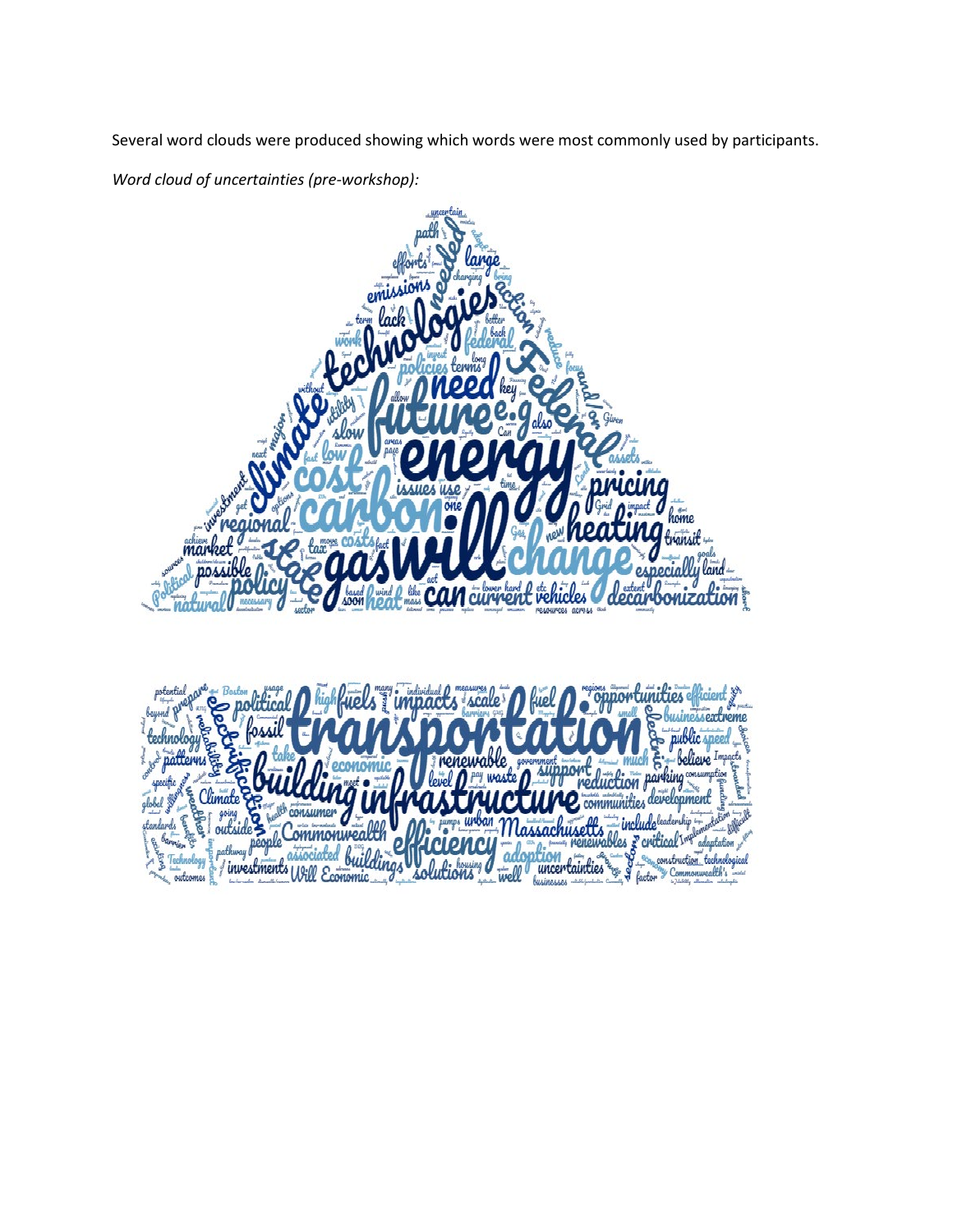Several word clouds were produced showing which words were most commonly used by participants.

*Word cloud of uncertainties (pre-workshop):*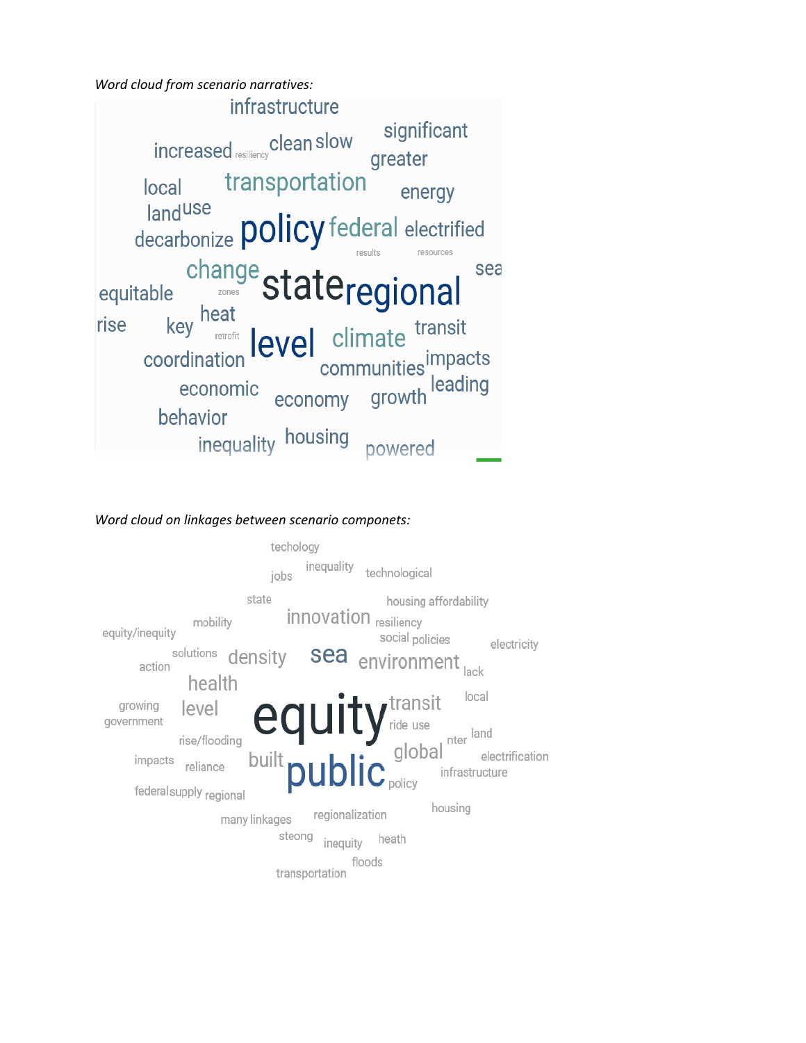*Word cloud from scenario narratives:*

infrastructure
increased resiliency clean slow significant greater
local transportation energy
land use
decarbonize policy federal electrified
results resources
change sea
equitable zones state regional
rise key heat retrofit level climate transit
coordination communities impacts
economic economy growth leading
behavior
inequality housing powered

*Word cloud on linkages between scenario componets:*

techology
jobs inequality technological
state housing affordability
equity/inequity mobility innovation resiliency
social policies electricity
action solutions density sea environment lack
health
growing level equity transit local
government ride use
rise/flooding nter land
impacts reliance built global electrification
public infrastructure
federal supply regional policy
many linkages regionalization housing
steong inequity heath
floods
transportation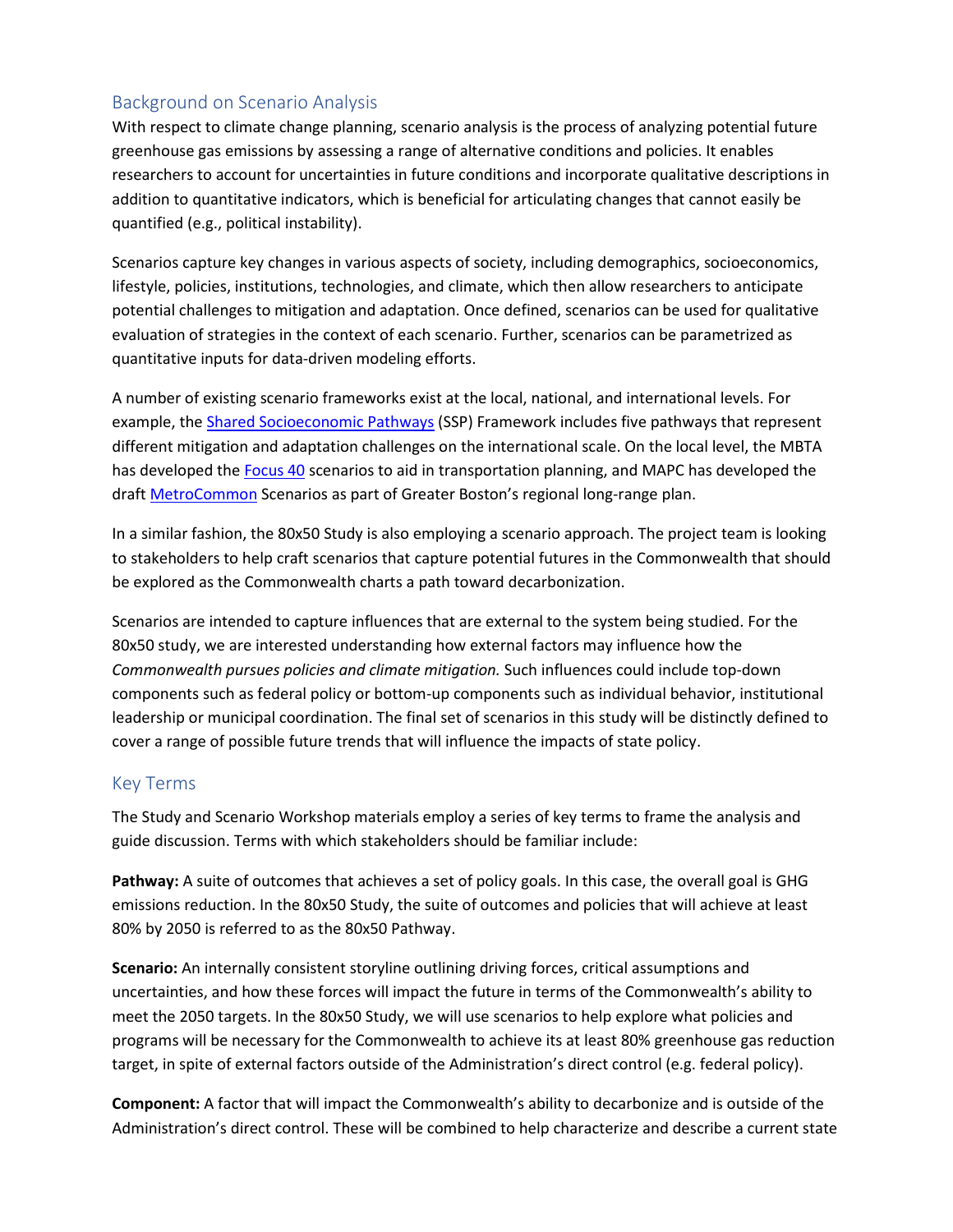## Background on Scenario Analysis

With respect to climate change planning, scenario analysis is the process of analyzing potential future greenhouse gas emissions by assessing a range of alternative conditions and policies. It enables researchers to account for uncertainties in future conditions and incorporate qualitative descriptions in addition to quantitative indicators, which is beneficial for articulating changes that cannot easily be quantified (e.g., political instability).

Scenarios capture key changes in various aspects of society, including demographics, socioeconomics, lifestyle, policies, institutions, technologies, and climate, which then allow researchers to anticipate potential challenges to mitigation and adaptation. Once defined, scenarios can be used for qualitative evaluation of strategies in the context of each scenario. Further, scenarios can be parametrized as quantitative inputs for data-driven modeling efforts.

A number of existing scenario frameworks exist at the local, national, and international levels. For example, the Shared Socioeconomic Pathways (SSP) Framework includes five pathways that represent different mitigation and adaptation challenges on the international scale. On the local level, the MBTA has developed the Focus 40 scenarios to aid in transportation planning, and MAPC has developed the draft MetroCommon Scenarios as part of Greater Boston's regional long-range plan.

In a similar fashion, the 80x50 Study is also employing a scenario approach. The project team is looking to stakeholders to help craft scenarios that capture potential futures in the Commonwealth that should be explored as the Commonwealth charts a path toward decarbonization.

Scenarios are intended to capture influences that are external to the system being studied. For the 80x50 study, we are interested understanding how external factors may influence how the *Commonwealth pursues policies and climate mitigation.* Such influences could include top-down components such as federal policy or bottom-up components such as individual behavior, institutional leadership or municipal coordination. The final set of scenarios in this study will be distinctly defined to cover a range of possible future trends that will influence the impacts of state policy.

## Key Terms

The Study and Scenario Workshop materials employ a series of key terms to frame the analysis and guide discussion. Terms with which stakeholders should be familiar include:

**Pathway:** A suite of outcomes that achieves a set of policy goals. In this case, the overall goal is GHG emissions reduction. In the 80x50 Study, the suite of outcomes and policies that will achieve at least 80% by 2050 is referred to as the 80x50 Pathway.

**Scenario:** An internally consistent storyline outlining driving forces, critical assumptions and uncertainties, and how these forces will impact the future in terms of the Commonwealth's ability to meet the 2050 targets. In the 80x50 Study, we will use scenarios to help explore what policies and programs will be necessary for the Commonwealth to achieve its at least 80% greenhouse gas reduction target, in spite of external factors outside of the Administration's direct control (e.g. federal policy).

**Component:** A factor that will impact the Commonwealth's ability to decarbonize and is outside of the Administration's direct control. These will be combined to help characterize and describe a current state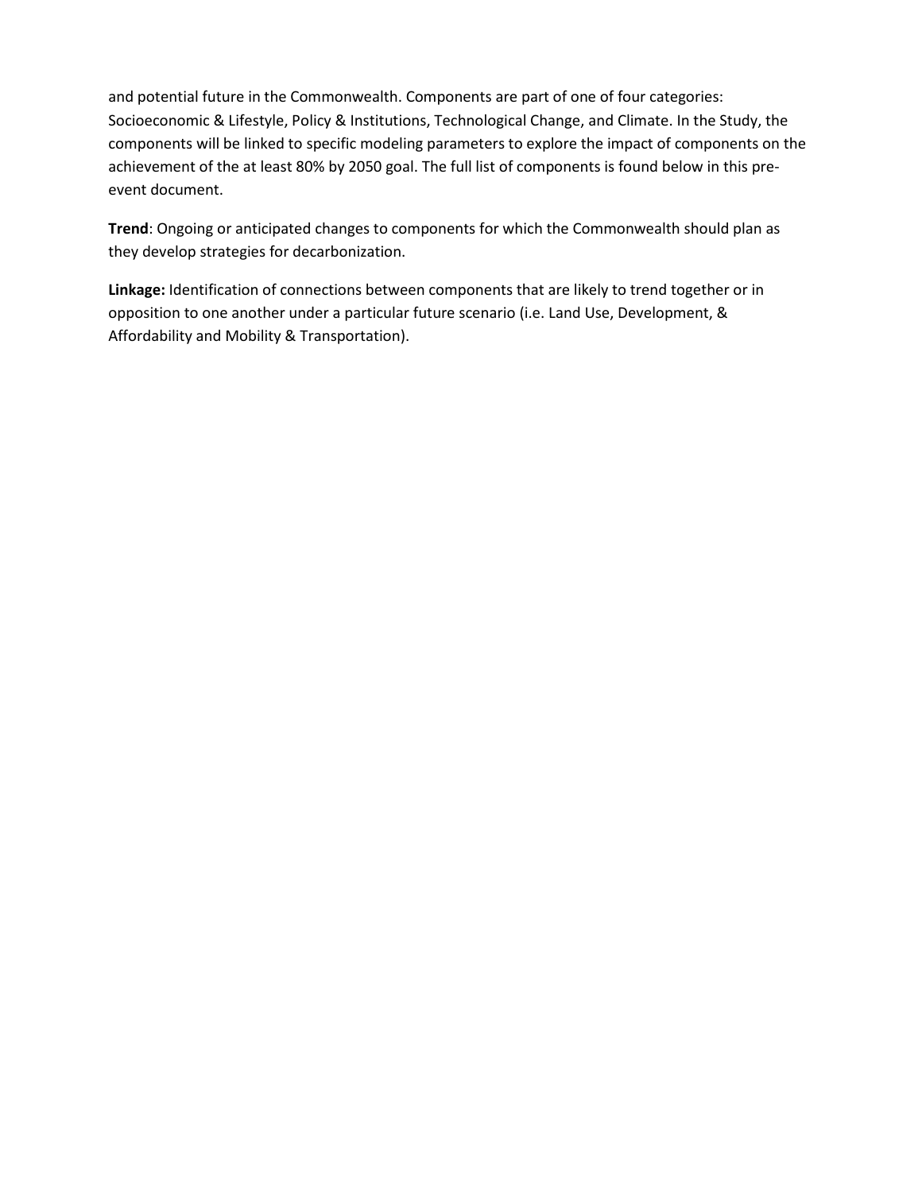and potential future in the Commonwealth. Components are part of one of four categories: Socioeconomic & Lifestyle, Policy & Institutions, Technological Change, and Climate. In the Study, the components will be linked to specific modeling parameters to explore the impact of components on the achievement of the at least 80% by 2050 goal. The full list of components is found below in this pre-event document.

**Trend**: Ongoing or anticipated changes to components for which the Commonwealth should plan as they develop strategies for decarbonization.

**Linkage:** Identification of connections between components that are likely to trend together or in opposition to one another under a particular future scenario (i.e. Land Use, Development, & Affordability and Mobility & Transportation).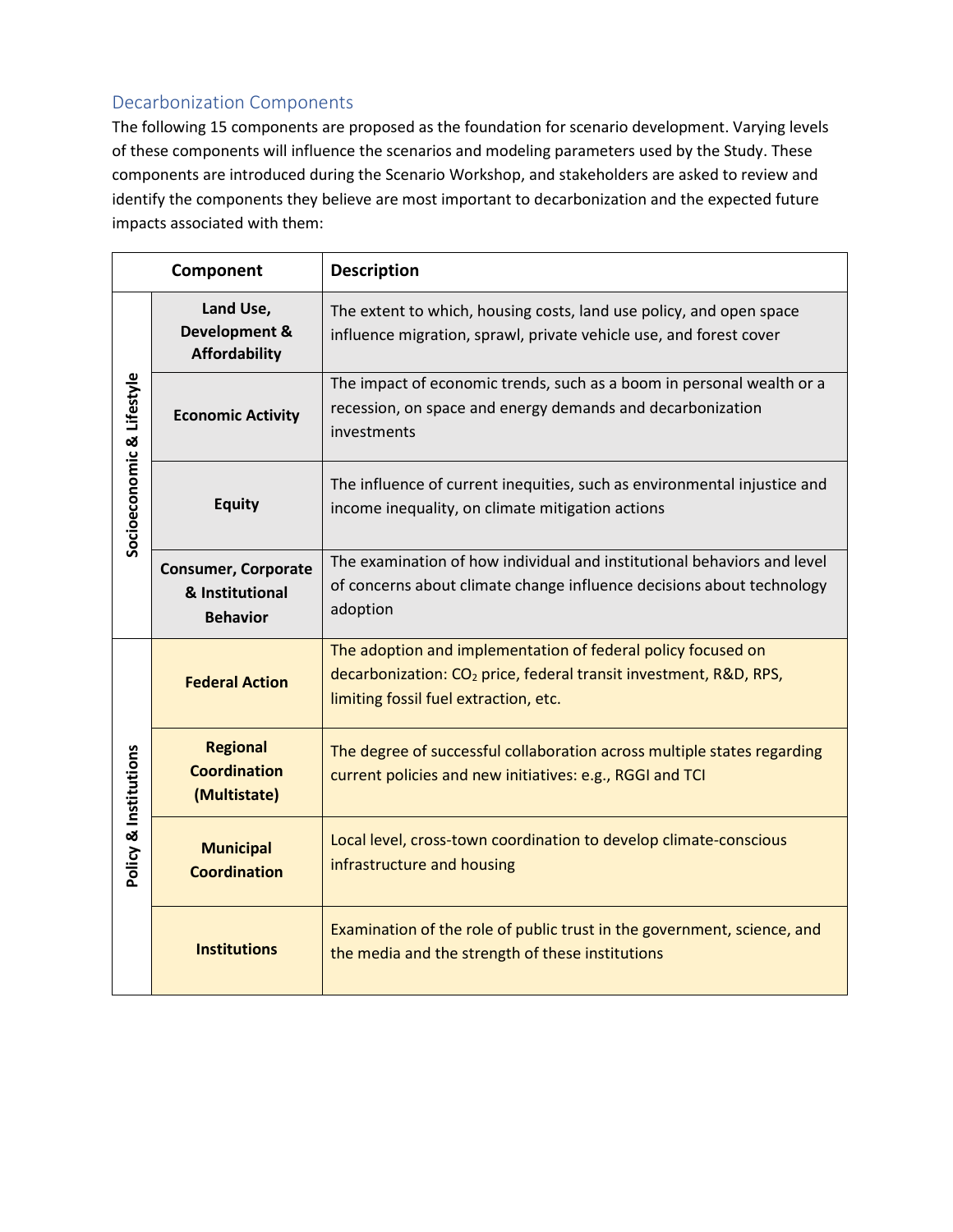## Decarbonization Components

The following 15 components are proposed as the foundation for scenario development. Varying levels of these components will influence the scenarios and modeling parameters used by the Study. These components are introduced during the Scenario Workshop, and stakeholders are asked to review and identify the components they believe are most important to decarbonization and the expected future impacts associated with them:

| Component | | Description |
|---|---|---|
| Socioeconomic & Lifestyle | **Land Use, Development & Affordability** | The extent to which, housing costs, land use policy, and open space influence migration, sprawl, private vehicle use, and forest cover |
| | **Economic Activity** | The impact of economic trends, such as a boom in personal wealth or a recession, on space and energy demands and decarbonization investments |
| | **Equity** | The influence of current inequities, such as environmental injustice and income inequality, on climate mitigation actions |
| | **Consumer, Corporate & Institutional Behavior** | The examination of how individual and institutional behaviors and level of concerns about climate change influence decisions about technology adoption |
| Policy & Institutions | **Federal Action** | The adoption and implementation of federal policy focused on decarbonization: $CO_2$ price, federal transit investment, R&D, RPS, limiting fossil fuel extraction, etc. |
| | **Regional Coordination (Multistate)** | The degree of successful collaboration across multiple states regarding current policies and new initiatives: e.g., RGGI and TCI |
| | **Municipal Coordination** | Local level, cross-town coordination to develop climate-conscious infrastructure and housing |
| | **Institutions** | Examination of the role of public trust in the government, science, and the media and the strength of these institutions |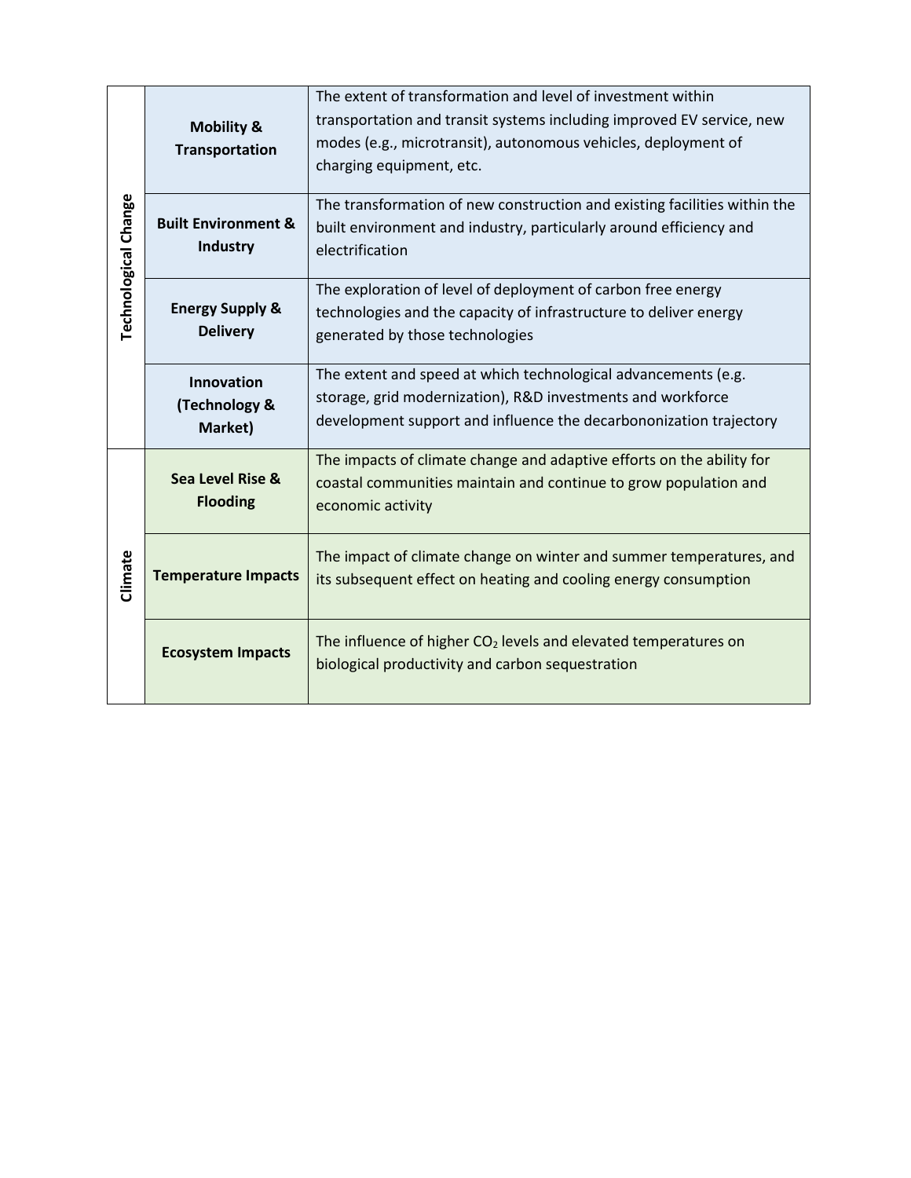| | | |
|---|---|---|
| Technological Change | **Mobility & Transportation** | The extent of transformation and level of investment within transportation and transit systems including improved EV service, new modes (e.g., microtransit), autonomous vehicles, deployment of charging equipment, etc. |
| | **Built Environment & Industry** | The transformation of new construction and existing facilities within the built environment and industry, particularly around efficiency and electrification |
| | **Energy Supply & Delivery** | The exploration of level of deployment of carbon free energy technologies and the capacity of infrastructure to deliver energy generated by those technologies |
| | **Innovation (Technology & Market)** | The extent and speed at which technological advancements (e.g. storage, grid modernization), R&D investments and workforce development support and influence the decarbononization trajectory |
| Climate | **Sea Level Rise & Flooding** | The impacts of climate change and adaptive efforts on the ability for coastal communities maintain and continue to grow population and economic activity |
| | **Temperature Impacts** | The impact of climate change on winter and summer temperatures, and its subsequent effect on heating and cooling energy consumption |
| | **Ecosystem Impacts** | The influence of higher $CO_2$ levels and elevated temperatures on biological productivity and carbon sequestration |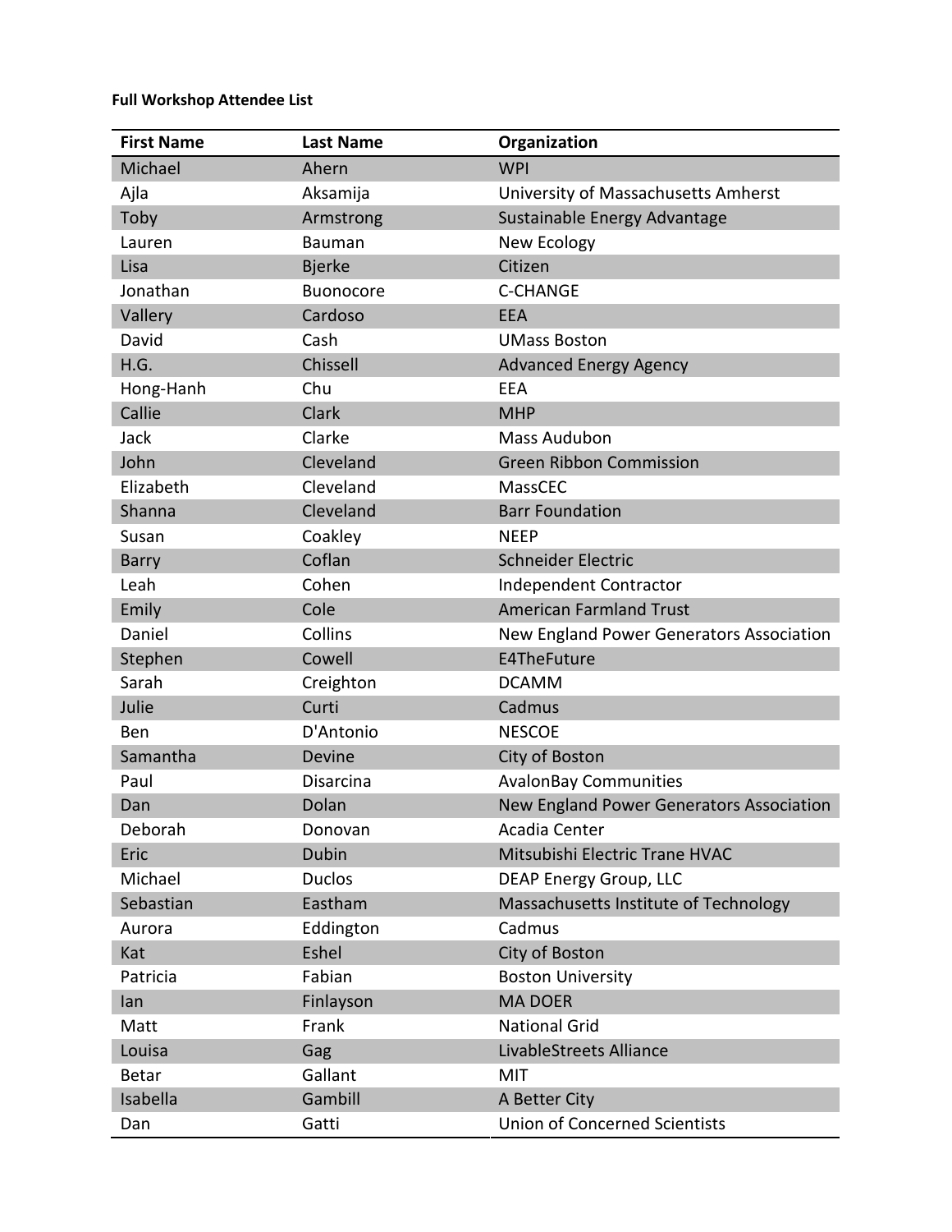**Full Workshop Attendee List**

| First Name | Last Name | Organization |
| --- | --- | --- |
| Michael | Ahern | WPI |
| Ajla | Aksamija | University of Massachusetts Amherst |
| Toby | Armstrong | Sustainable Energy Advantage |
| Lauren | Bauman | New Ecology |
| Lisa | Bjerke | Citizen |
| Jonathan | Buonocore | C-CHANGE |
| Vallery | Cardoso | EEA |
| David | Cash | UMass Boston |
| H.G. | Chissell | Advanced Energy Agency |
| Hong-Hanh | Chu | EEA |
| Callie | Clark | MHP |
| Jack | Clarke | Mass Audubon |
| John | Cleveland | Green Ribbon Commission |
| Elizabeth | Cleveland | MassCEC |
| Shanna | Cleveland | Barr Foundation |
| Susan | Coakley | NEEP |
| Barry | Coflan | Schneider Electric |
| Leah | Cohen | Independent Contractor |
| Emily | Cole | American Farmland Trust |
| Daniel | Collins | New England Power Generators Association |
| Stephen | Cowell | E4TheFuture |
| Sarah | Creighton | DCAMM |
| Julie | Curti | Cadmus |
| Ben | D'Antonio | NESCOE |
| Samantha | Devine | City of Boston |
| Paul | Disarcina | AvalonBay Communities |
| Dan | Dolan | New England Power Generators Association |
| Deborah | Donovan | Acadia Center |
| Eric | Dubin | Mitsubishi Electric Trane HVAC |
| Michael | Duclos | DEAP Energy Group, LLC |
| Sebastian | Eastham | Massachusetts Institute of Technology |
| Aurora | Eddington | Cadmus |
| Kat | Eshel | City of Boston |
| Patricia | Fabian | Boston University |
| Ian | Finlayson | MA DOER |
| Matt | Frank | National Grid |
| Louisa | Gag | LivableStreets Alliance |
| Betar | Gallant | MIT |
| Isabella | Gambill | A Better City |
| Dan | Gatti | Union of Concerned Scientists |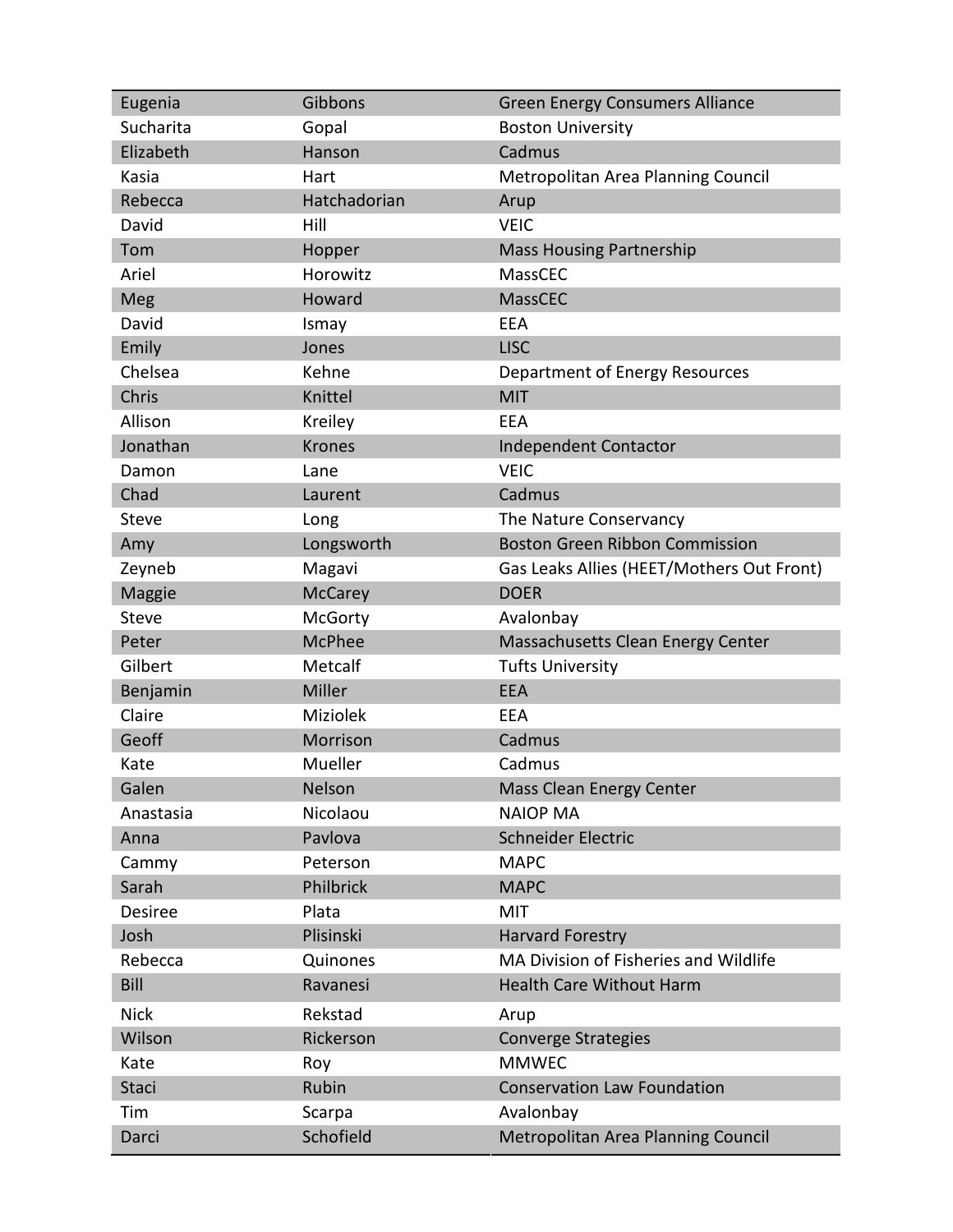| | | |
|---|---|---|
| Eugenia | Gibbons | Green Energy Consumers Alliance |
| Sucharita | Gopal | Boston University |
| Elizabeth | Hanson | Cadmus |
| Kasia | Hart | Metropolitan Area Planning Council |
| Rebecca | Hatchadorian | Arup |
| David | Hill | VEIC |
| Tom | Hopper | Mass Housing Partnership |
| Ariel | Horowitz | MassCEC |
| Meg | Howard | MassCEC |
| David | Ismay | EEA |
| Emily | Jones | LISC |
| Chelsea | Kehne | Department of Energy Resources |
| Chris | Knittel | MIT |
| Allison | Kreiley | EEA |
| Jonathan | Krones | Independent Contactor |
| Damon | Lane | VEIC |
| Chad | Laurent | Cadmus |
| Steve | Long | The Nature Conservancy |
| Amy | Longsworth | Boston Green Ribbon Commission |
| Zeyneb | Magavi | Gas Leaks Allies (HEET/Mothers Out Front) |
| Maggie | McCarey | DOER |
| Steve | McGorty | Avalonbay |
| Peter | McPhee | Massachusetts Clean Energy Center |
| Gilbert | Metcalf | Tufts University |
| Benjamin | Miller | EEA |
| Claire | Miziolek | EEA |
| Geoff | Morrison | Cadmus |
| Kate | Mueller | Cadmus |
| Galen | Nelson | Mass Clean Energy Center |
| Anastasia | Nicolaou | NAIOP MA |
| Anna | Pavlova | Schneider Electric |
| Cammy | Peterson | MAPC |
| Sarah | Philbrick | MAPC |
| Desiree | Plata | MIT |
| Josh | Plisinski | Harvard Forestry |
| Rebecca | Quinones | MA Division of Fisheries and Wildlife |
| Bill | Ravanesi | Health Care Without Harm |
| Nick | Rekstad | Arup |
| Wilson | Rickerson | Converge Strategies |
| Kate | Roy | MMWEC |
| Staci | Rubin | Conservation Law Foundation |
| Tim | Scarpa | Avalonbay |
| Darci | Schofield | Metropolitan Area Planning Council |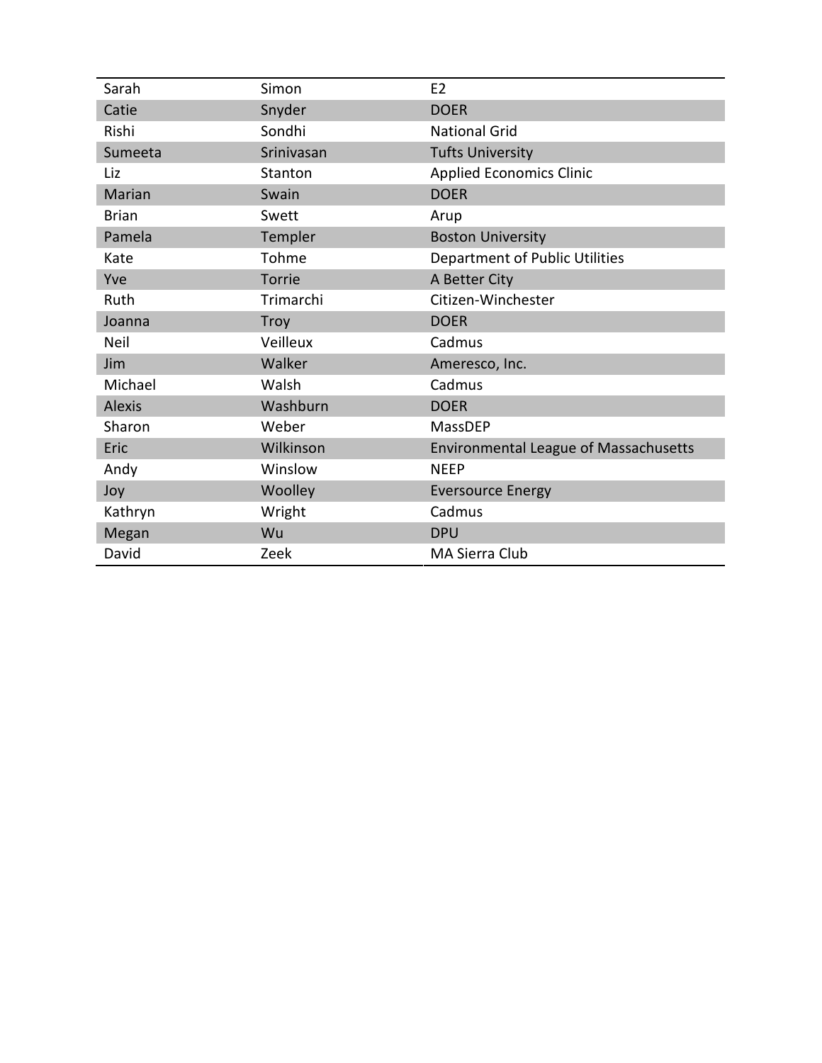| | | |
|---|---|---|
| Sarah | Simon | E2 |
| Catie | Snyder | DOER |
| Rishi | Sondhi | National Grid |
| Sumeeta | Srinivasan | Tufts University |
| Liz | Stanton | Applied Economics Clinic |
| Marian | Swain | DOER |
| Brian | Swett | Arup |
| Pamela | Templer | Boston University |
| Kate | Tohme | Department of Public Utilities |
| Yve | Torrie | A Better City |
| Ruth | Trimarchi | Citizen-Winchester |
| Joanna | Troy | DOER |
| Neil | Veilleux | Cadmus |
| Jim | Walker | Ameresco, Inc. |
| Michael | Walsh | Cadmus |
| Alexis | Washburn | DOER |
| Sharon | Weber | MassDEP |
| Eric | Wilkinson | Environmental League of Massachusetts |
| Andy | Winslow | NEEP |
| Joy | Woolley | Eversource Energy |
| Kathryn | Wright | Cadmus |
| Megan | Wu | DPU |
| David | Zeek | MA Sierra Club |